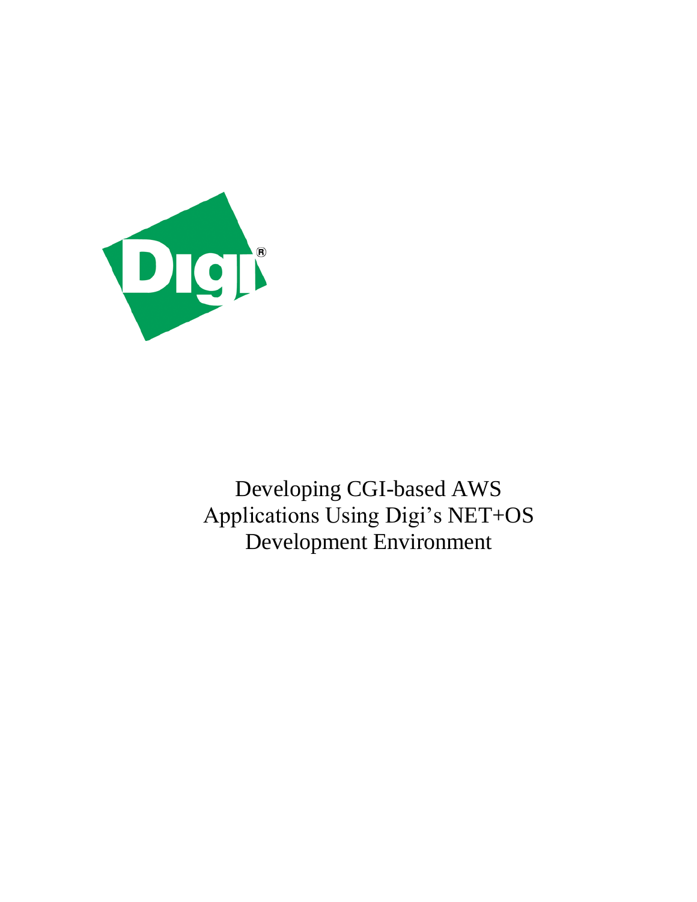# Developing CGI-based AWS Applications Using Digi's NET+OS Development Environment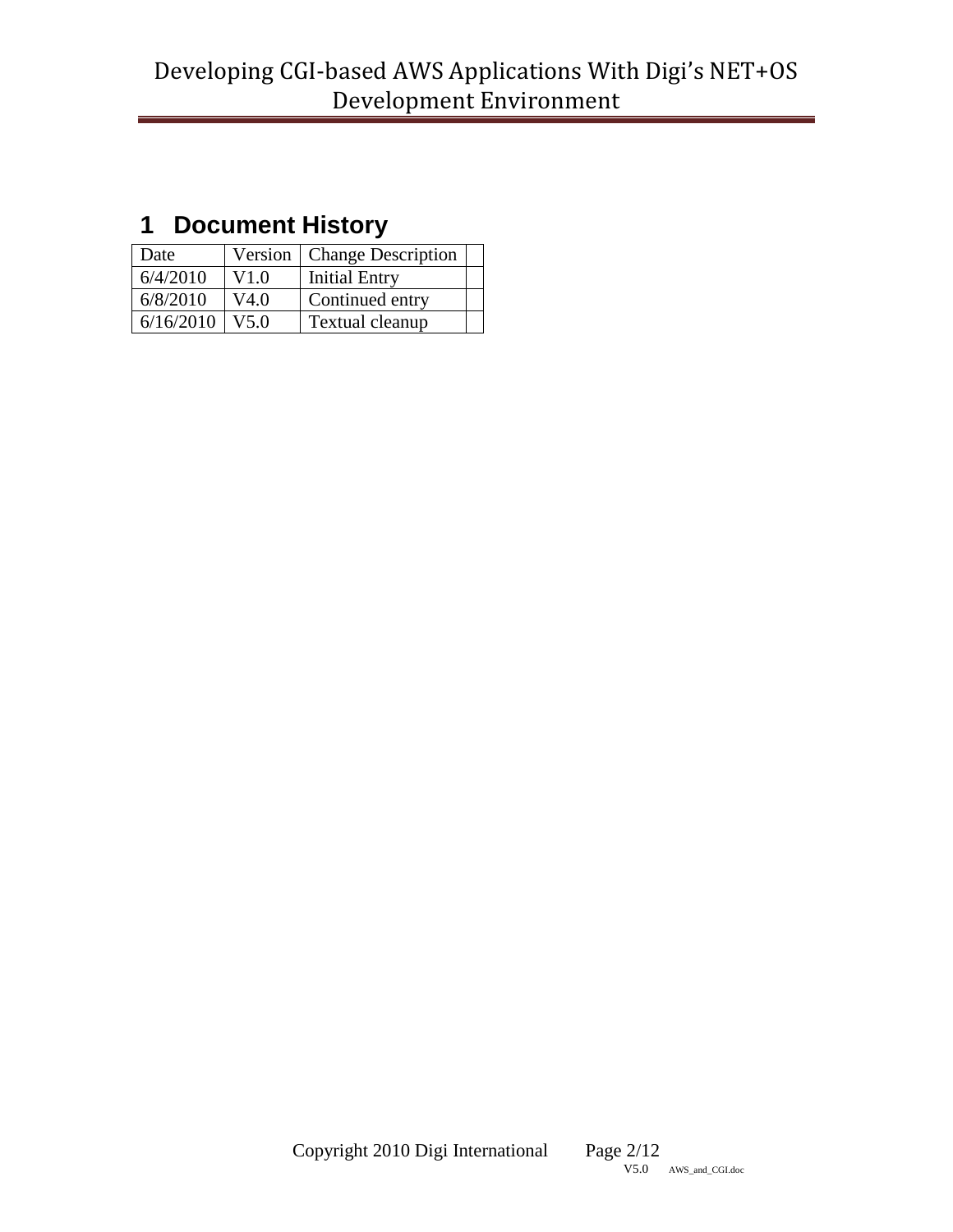# 1 Document History

| Date | Version | Change Description | |
|---|---|---|---|
| 6/4/2010 | V1.0 | Initial Entry | |
| 6/8/2010 | V4.0 | Continued entry | |
| 6/16/2010 | V5.0 | Textual cleanup | |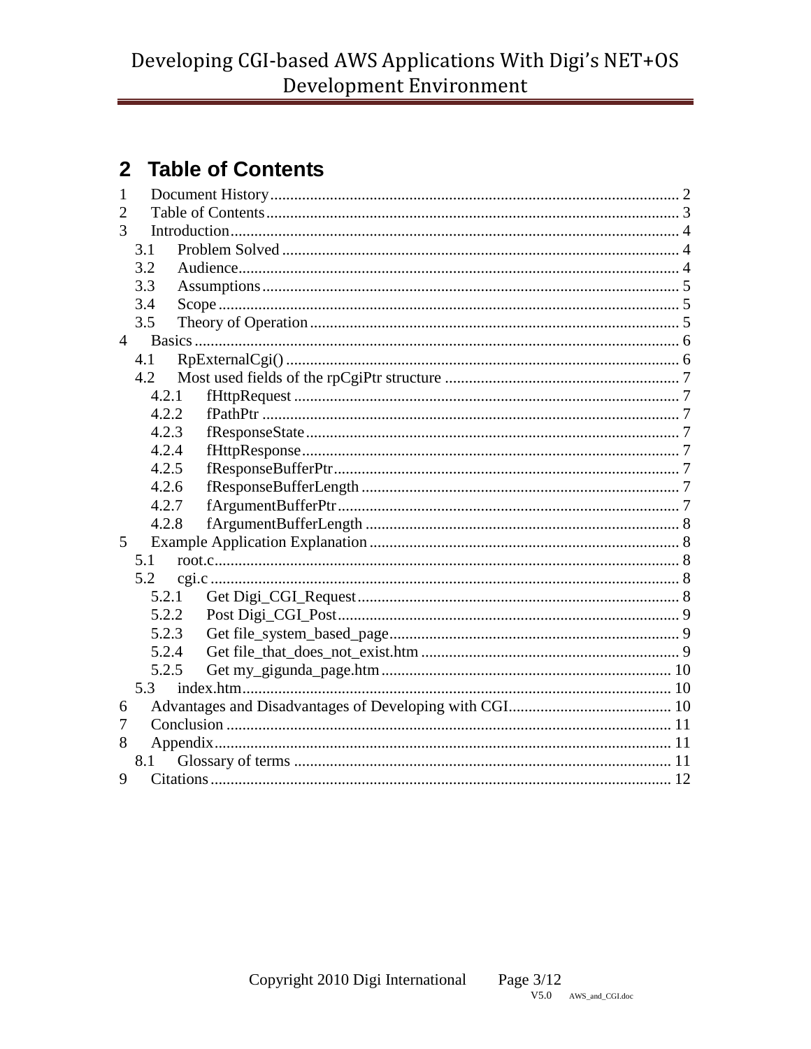# 2 Table of Contents

1 Document History ..... 2
2 Table of Contents ..... 3
3 Introduction ..... 4
  3.1 Problem Solved ..... 4
  3.2 Audience ..... 4
  3.3 Assumptions ..... 5
  3.4 Scope ..... 5
  3.5 Theory of Operation ..... 5
4 Basics ..... 6
  4.1 RpExternalCgi() ..... 6
  4.2 Most used fields of the rpCgiPtr structure ..... 7
    4.2.1 fHttpRequest ..... 7
    4.2.2 fPathPtr ..... 7
    4.2.3 fResponseState ..... 7
    4.2.4 fHttpResponse ..... 7
    4.2.5 fResponseBufferPtr ..... 7
    4.2.6 fResponseBufferLength ..... 7
    4.2.7 fArgumentBufferPtr ..... 7
    4.2.8 fArgumentBufferLength ..... 8
5 Example Application Explanation ..... 8
  5.1 root.c ..... 8
  5.2 cgi.c ..... 8
    5.2.1 Get Digi_CGI_Request ..... 8
    5.2.2 Post Digi_CGI_Post ..... 9
    5.2.3 Get file_system_based_page ..... 9
    5.2.4 Get file_that_does_not_exist.htm ..... 9
    5.2.5 Get my_gigunda_page.htm ..... 10
  5.3 index.htm ..... 10
6 Advantages and Disadvantages of Developing with CGI ..... 10
7 Conclusion ..... 11
8 Appendix ..... 11
  8.1 Glossary of terms ..... 11
9 Citations ..... 12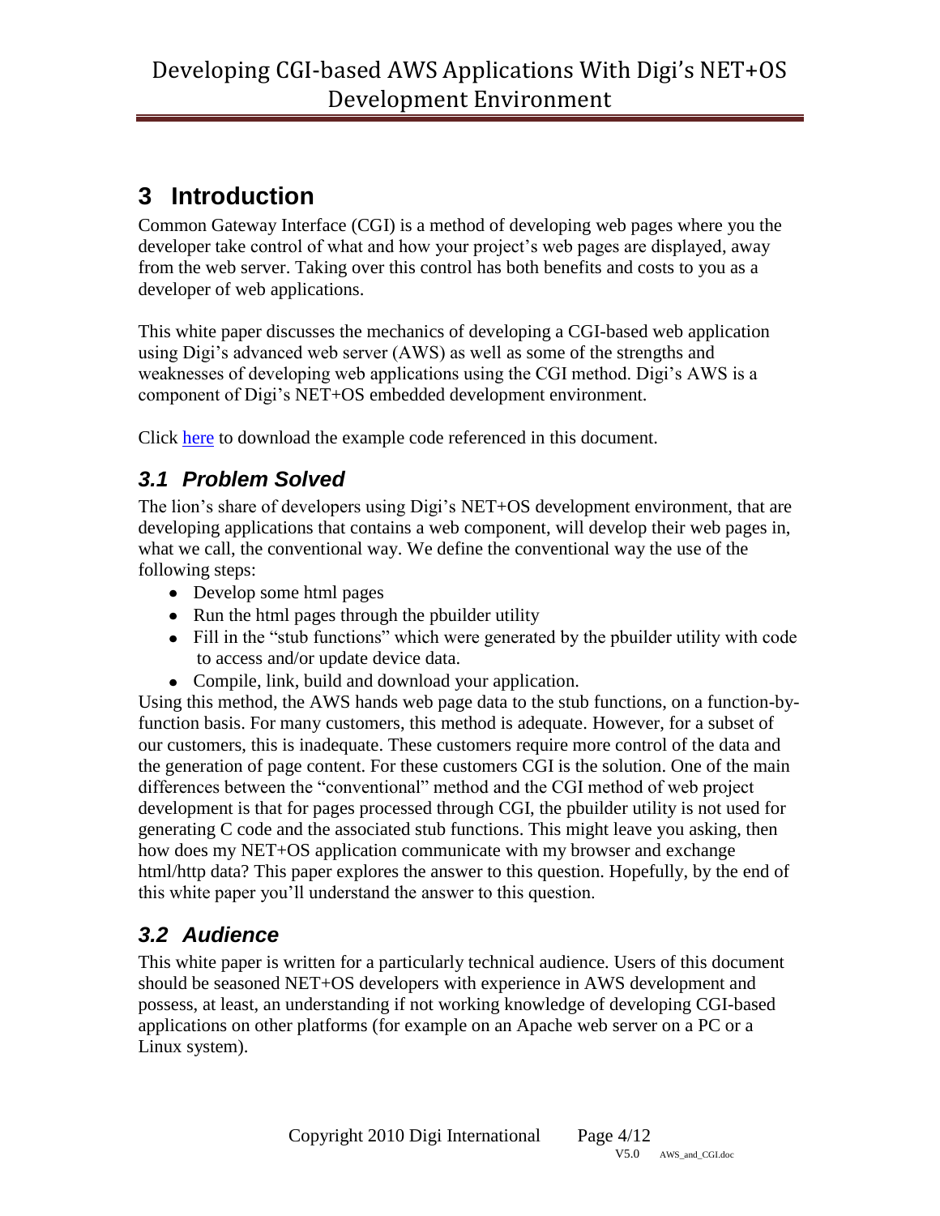# 3 Introduction

Common Gateway Interface (CGI) is a method of developing web pages where you the developer take control of what and how your project's web pages are displayed, away from the web server. Taking over this control has both benefits and costs to you as a developer of web applications.

This white paper discusses the mechanics of developing a CGI-based web application using Digi's advanced web server (AWS) as well as some of the strengths and weaknesses of developing web applications using the CGI method. Digi's AWS is a component of Digi's NET+OS embedded development environment.

Click here to download the example code referenced in this document.

## *3.1 Problem Solved*

The lion's share of developers using Digi's NET+OS development environment, that are developing applications that contains a web component, will develop their web pages in, what we call, the conventional way. We define the conventional way the use of the following steps:

- Develop some html pages
- Run the html pages through the pbuilder utility
- Fill in the "stub functions" which were generated by the pbuilder utility with code to access and/or update device data.
- Compile, link, build and download your application.

Using this method, the AWS hands web page data to the stub functions, on a function-by-function basis. For many customers, this method is adequate. However, for a subset of our customers, this is inadequate. These customers require more control of the data and the generation of page content. For these customers CGI is the solution. One of the main differences between the "conventional" method and the CGI method of web project development is that for pages processed through CGI, the pbuilder utility is not used for generating C code and the associated stub functions. This might leave you asking, then how does my NET+OS application communicate with my browser and exchange html/http data? This paper explores the answer to this question. Hopefully, by the end of this white paper you'll understand the answer to this question.

## *3.2 Audience*

This white paper is written for a particularly technical audience. Users of this document should be seasoned NET+OS developers with experience in AWS development and possess, at least, an understanding if not working knowledge of developing CGI-based applications on other platforms (for example on an Apache web server on a PC or a Linux system).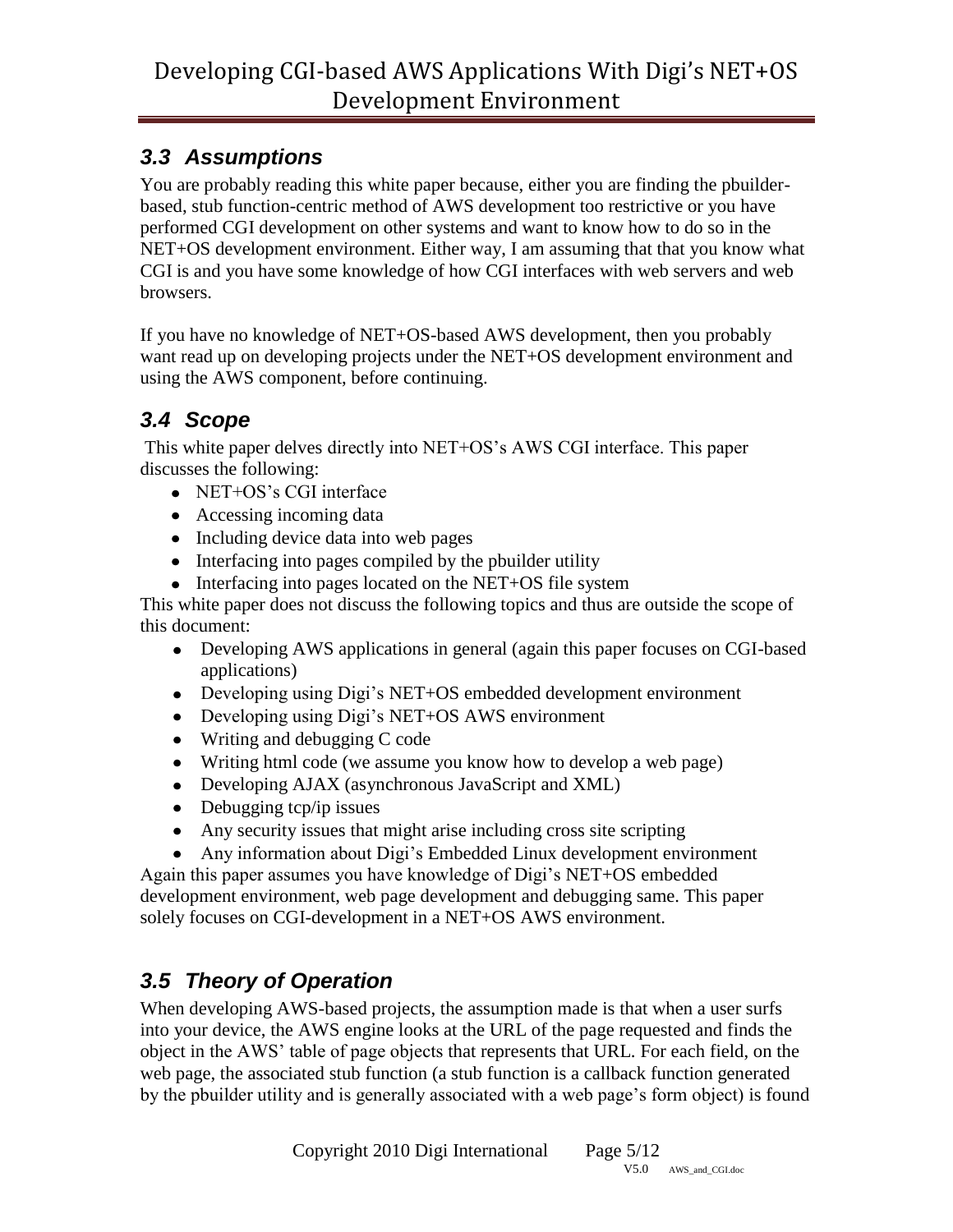### *3.3 Assumptions*

You are probably reading this white paper because, either you are finding the pbuilder-based, stub function-centric method of AWS development too restrictive or you have performed CGI development on other systems and want to know how to do so in the NET+OS development environment. Either way, I am assuming that that you know what CGI is and you have some knowledge of how CGI interfaces with web servers and web browsers.

If you have no knowledge of NET+OS-based AWS development, then you probably want read up on developing projects under the NET+OS development environment and using the AWS component, before continuing.

### *3.4 Scope*

This white paper delves directly into NET+OS's AWS CGI interface. This paper discusses the following:

- NET+OS's CGI interface
- Accessing incoming data
- Including device data into web pages
- Interfacing into pages compiled by the pbuilder utility
- Interfacing into pages located on the NET+OS file system

This white paper does not discuss the following topics and thus are outside the scope of this document:

- Developing AWS applications in general (again this paper focuses on CGI-based applications)
- Developing using Digi's NET+OS embedded development environment
- Developing using Digi's NET+OS AWS environment
- Writing and debugging C code
- Writing html code (we assume you know how to develop a web page)
- Developing AJAX (asynchronous JavaScript and XML)
- Debugging tcp/ip issues
- Any security issues that might arise including cross site scripting
- Any information about Digi's Embedded Linux development environment

Again this paper assumes you have knowledge of Digi's NET+OS embedded development environment, web page development and debugging same. This paper solely focuses on CGI-development in a NET+OS AWS environment.

### *3.5 Theory of Operation*

When developing AWS-based projects, the assumption made is that when a user surfs into your device, the AWS engine looks at the URL of the page requested and finds the object in the AWS' table of page objects that represents that URL. For each field, on the web page, the associated stub function (a stub function is a callback function generated by the pbuilder utility and is generally associated with a web page's form object) is found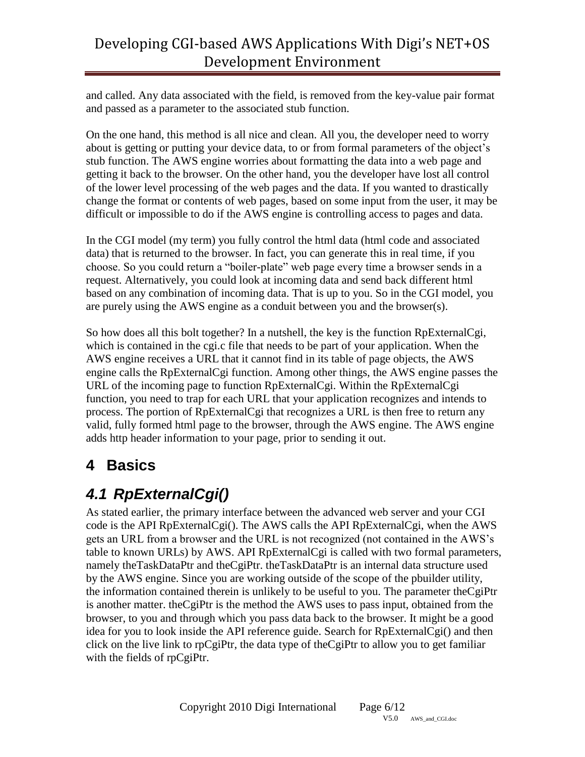and called. Any data associated with the field, is removed from the key-value pair format and passed as a parameter to the associated stub function.

On the one hand, this method is all nice and clean. All you, the developer need to worry about is getting or putting your device data, to or from formal parameters of the object's stub function. The AWS engine worries about formatting the data into a web page and getting it back to the browser. On the other hand, you the developer have lost all control of the lower level processing of the web pages and the data. If you wanted to drastically change the format or contents of web pages, based on some input from the user, it may be difficult or impossible to do if the AWS engine is controlling access to pages and data.

In the CGI model (my term) you fully control the html data (html code and associated data) that is returned to the browser. In fact, you can generate this in real time, if you choose. So you could return a "boiler-plate" web page every time a browser sends in a request. Alternatively, you could look at incoming data and send back different html based on any combination of incoming data. That is up to you. So in the CGI model, you are purely using the AWS engine as a conduit between you and the browser(s).

So how does all this bolt together? In a nutshell, the key is the function RpExternalCgi, which is contained in the cgi.c file that needs to be part of your application. When the AWS engine receives a URL that it cannot find in its table of page objects, the AWS engine calls the RpExternalCgi function. Among other things, the AWS engine passes the URL of the incoming page to function RpExternalCgi. Within the RpExternalCgi function, you need to trap for each URL that your application recognizes and intends to process. The portion of RpExternalCgi that recognizes a URL is then free to return any valid, fully formed html page to the browser, through the AWS engine. The AWS engine adds http header information to your page, prior to sending it out.

# 4 Basics

## *4.1 RpExternalCgi()*

As stated earlier, the primary interface between the advanced web server and your CGI code is the API RpExternalCgi(). The AWS calls the API RpExternalCgi, when the AWS gets an URL from a browser and the URL is not recognized (not contained in the AWS's table to known URLs) by AWS. API RpExternalCgi is called with two formal parameters, namely theTaskDataPtr and theCgiPtr. theTaskDataPtr is an internal data structure used by the AWS engine. Since you are working outside of the scope of the pbuilder utility, the information contained therein is unlikely to be useful to you. The parameter theCgiPtr is another matter. theCgiPtr is the method the AWS uses to pass input, obtained from the browser, to you and through which you pass data back to the browser. It might be a good idea for you to look inside the API reference guide. Search for RpExternalCgi() and then click on the live link to rpCgiPtr, the data type of theCgiPtr to allow you to get familiar with the fields of rpCgiPtr.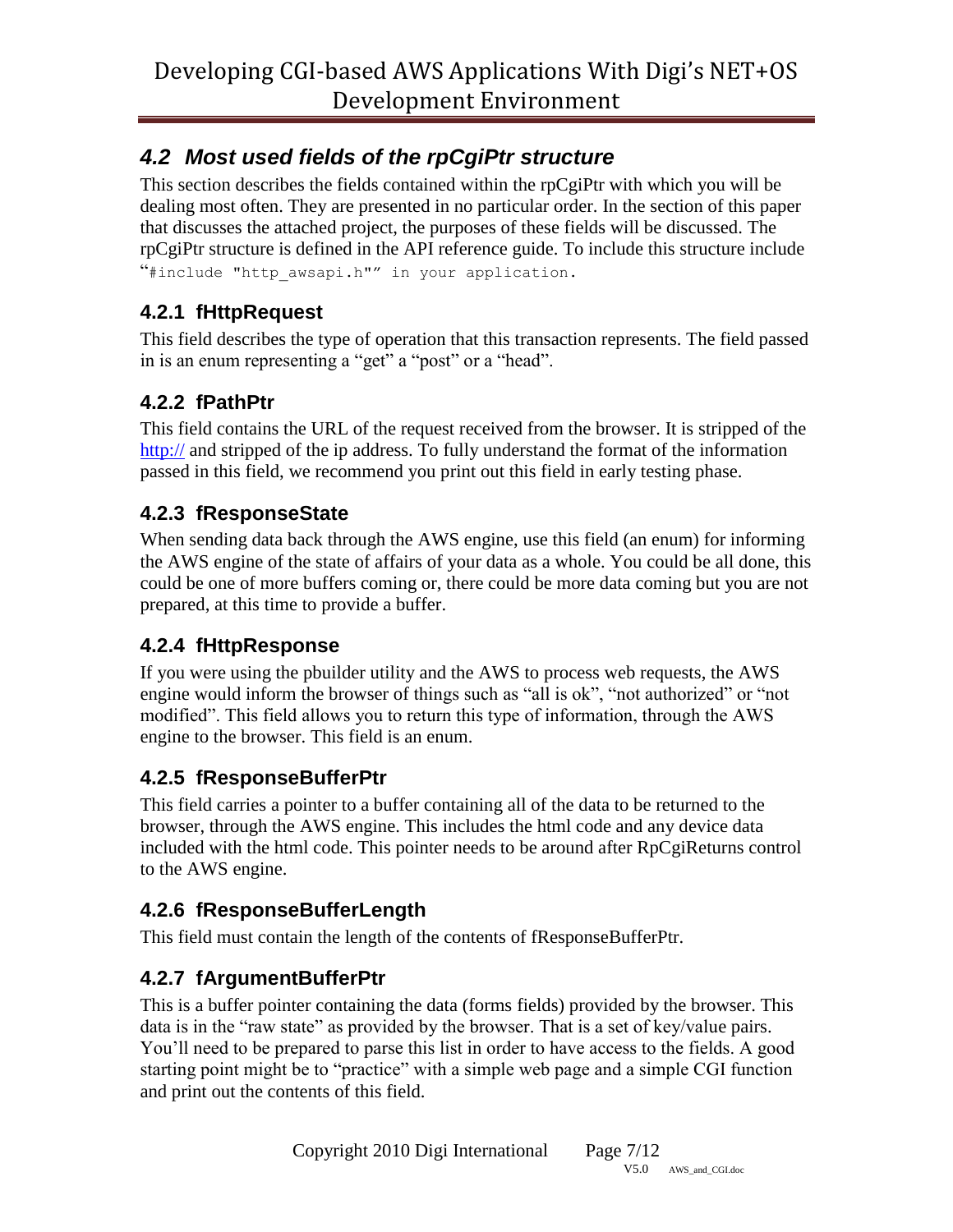## 4.2 Most used fields of the rpCgiPtr structure

This section describes the fields contained within the rpCgiPtr with which you will be dealing most often. They are presented in no particular order. In the section of this paper that discusses the attached project, the purposes of these fields will be discussed. The rpCgiPtr structure is defined in the API reference guide. To include this structure include "`#include "http_awsapi.h"`" in your application.

### 4.2.1 fHttpRequest

This field describes the type of operation that this transaction represents. The field passed in is an enum representing a "get" a "post" or a "head".

### 4.2.2 fPathPtr

This field contains the URL of the request received from the browser. It is stripped of the http:// and stripped of the ip address. To fully understand the format of the information passed in this field, we recommend you print out this field in early testing phase.

### 4.2.3 fResponseState

When sending data back through the AWS engine, use this field (an enum) for informing the AWS engine of the state of affairs of your data as a whole. You could be all done, this could be one of more buffers coming or, there could be more data coming but you are not prepared, at this time to provide a buffer.

### 4.2.4 fHttpResponse

If you were using the pbuilder utility and the AWS to process web requests, the AWS engine would inform the browser of things such as "all is ok", "not authorized" or "not modified". This field allows you to return this type of information, through the AWS engine to the browser. This field is an enum.

### 4.2.5 fResponseBufferPtr

This field carries a pointer to a buffer containing all of the data to be returned to the browser, through the AWS engine. This includes the html code and any device data included with the html code. This pointer needs to be around after RpCgiReturns control to the AWS engine.

### 4.2.6 fResponseBufferLength

This field must contain the length of the contents of fResponseBufferPtr.

### 4.2.7 fArgumentBufferPtr

This is a buffer pointer containing the data (forms fields) provided by the browser. This data is in the "raw state" as provided by the browser. That is a set of key/value pairs. You'll need to be prepared to parse this list in order to have access to the fields. A good starting point might be to "practice" with a simple web page and a simple CGI function and print out the contents of this field.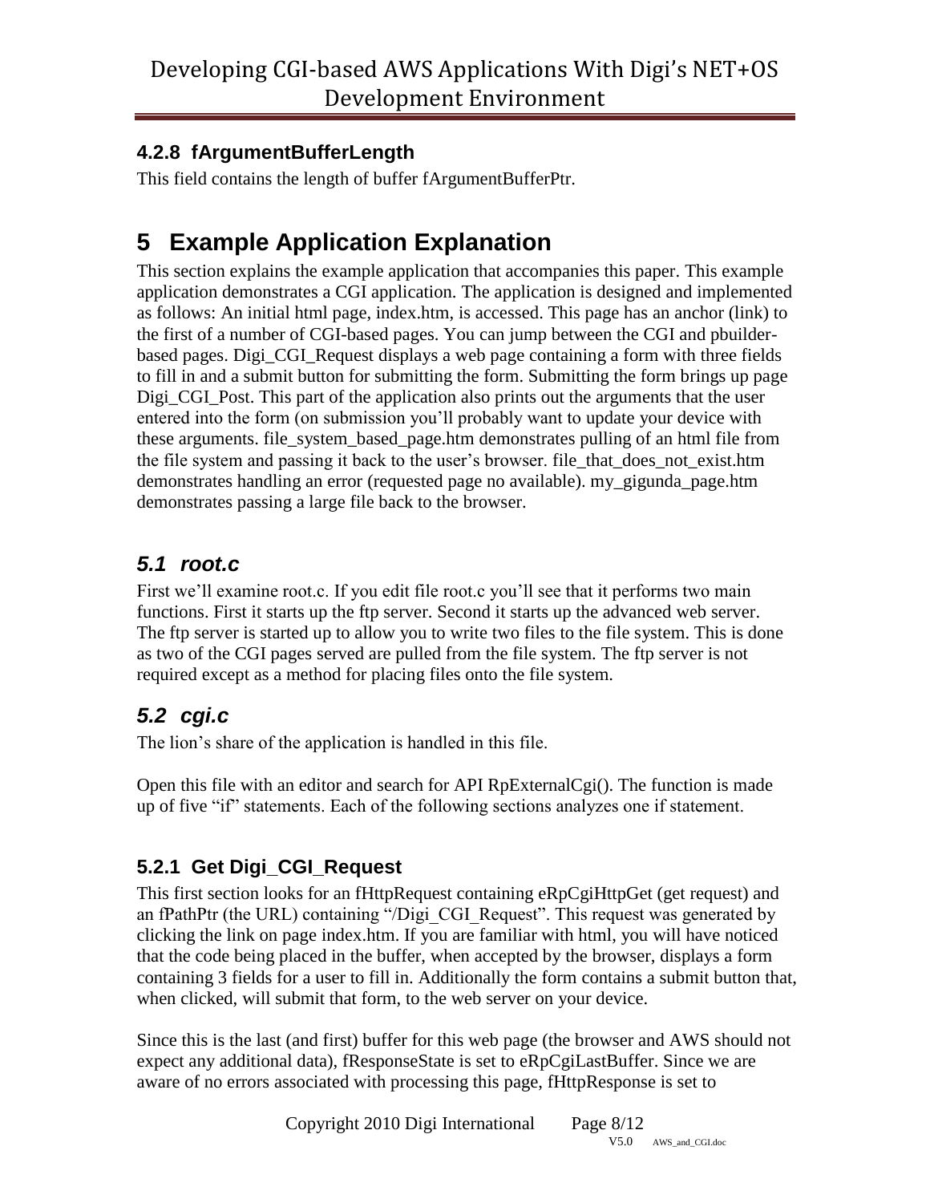### 4.2.8 fArgumentBufferLength

This field contains the length of buffer fArgumentBufferPtr.

# 5 Example Application Explanation

This section explains the example application that accompanies this paper. This example application demonstrates a CGI application. The application is designed and implemented as follows: An initial html page, index.htm, is accessed. This page has an anchor (link) to the first of a number of CGI-based pages. You can jump between the CGI and pbuilder-based pages. Digi_CGI_Request displays a web page containing a form with three fields to fill in and a submit button for submitting the form. Submitting the form brings up page Digi_CGI_Post. This part of the application also prints out the arguments that the user entered into the form (on submission you'll probably want to update your device with these arguments. file_system_based_page.htm demonstrates pulling of an html file from the file system and passing it back to the user's browser. file_that_does_not_exist.htm demonstrates handling an error (requested page no available). my_gigunda_page.htm demonstrates passing a large file back to the browser.

## *5.1 root.c*

First we'll examine root.c. If you edit file root.c you'll see that it performs two main functions. First it starts up the ftp server. Second it starts up the advanced web server. The ftp server is started up to allow you to write two files to the file system. This is done as two of the CGI pages served are pulled from the file system. The ftp server is not required except as a method for placing files onto the file system.

## *5.2 cgi.c*

The lion's share of the application is handled in this file.

Open this file with an editor and search for API RpExternalCgi(). The function is made up of five "if" statements. Each of the following sections analyzes one if statement.

### 5.2.1 Get Digi_CGI_Request

This first section looks for an fHttpRequest containing eRpCgiHttpGet (get request) and an fPathPtr (the URL) containing "/Digi_CGI_Request". This request was generated by clicking the link on page index.htm. If you are familiar with html, you will have noticed that the code being placed in the buffer, when accepted by the browser, displays a form containing 3 fields for a user to fill in. Additionally the form contains a submit button that, when clicked, will submit that form, to the web server on your device.

Since this is the last (and first) buffer for this web page (the browser and AWS should not expect any additional data), fResponseState is set to eRpCgiLastBuffer. Since we are aware of no errors associated with processing this page, fHttpResponse is set to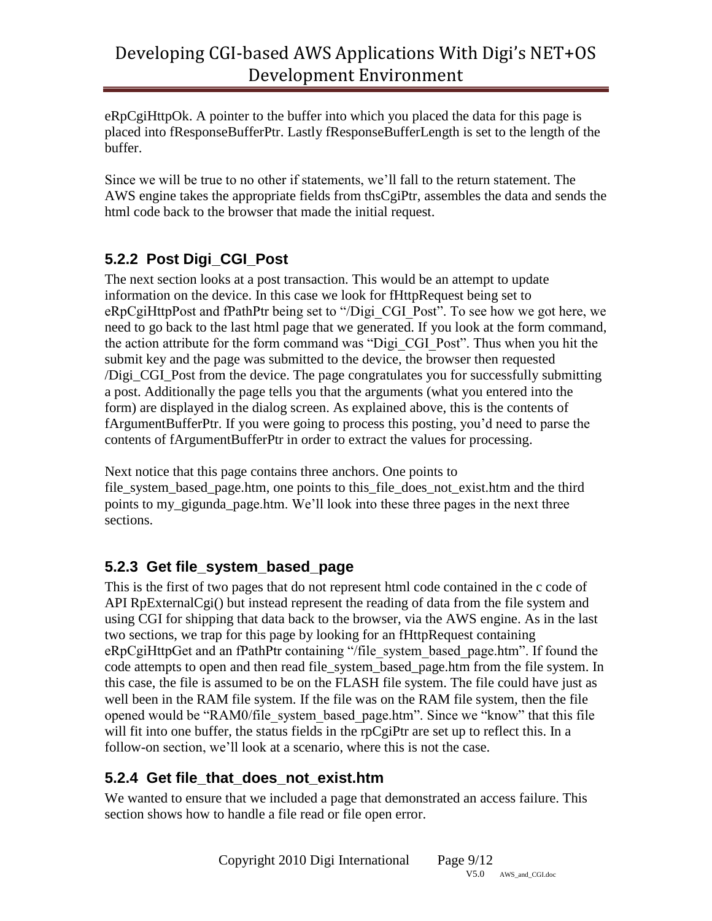eRpCgiHttpOk. A pointer to the buffer into which you placed the data for this page is placed into fResponseBufferPtr. Lastly fResponseBufferLength is set to the length of the buffer.

Since we will be true to no other if statements, we'll fall to the return statement. The AWS engine takes the appropriate fields from thsCgiPtr, assembles the data and sends the html code back to the browser that made the initial request.

### 5.2.2 Post Digi_CGI_Post

The next section looks at a post transaction. This would be an attempt to update information on the device. In this case we look for fHttpRequest being set to eRpCgiHttpPost and fPathPtr being set to "/Digi_CGI_Post". To see how we got here, we need to go back to the last html page that we generated. If you look at the form command, the action attribute for the form command was "Digi_CGI_Post". Thus when you hit the submit key and the page was submitted to the device, the browser then requested /Digi_CGI_Post from the device. The page congratulates you for successfully submitting a post. Additionally the page tells you that the arguments (what you entered into the form) are displayed in the dialog screen. As explained above, this is the contents of fArgumentBufferPtr. If you were going to process this posting, you'd need to parse the contents of fArgumentBufferPtr in order to extract the values for processing.

Next notice that this page contains three anchors. One points to file_system_based_page.htm, one points to this_file_does_not_exist.htm and the third points to my_gigunda_page.htm. We'll look into these three pages in the next three sections.

### 5.2.3 Get file_system_based_page

This is the first of two pages that do not represent html code contained in the c code of API RpExternalCgi() but instead represent the reading of data from the file system and using CGI for shipping that data back to the browser, via the AWS engine. As in the last two sections, we trap for this page by looking for an fHttpRequest containing eRpCgiHttpGet and an fPathPtr containing "/file_system_based_page.htm". If found the code attempts to open and then read file_system_based_page.htm from the file system. In this case, the file is assumed to be on the FLASH file system. The file could have just as well been in the RAM file system. If the file was on the RAM file system, then the file opened would be "RAM0/file_system_based_page.htm". Since we "know" that this file will fit into one buffer, the status fields in the rpCgiPtr are set up to reflect this. In a follow-on section, we'll look at a scenario, where this is not the case.

### 5.2.4 Get file_that_does_not_exist.htm

We wanted to ensure that we included a page that demonstrated an access failure. This section shows how to handle a file read or file open error.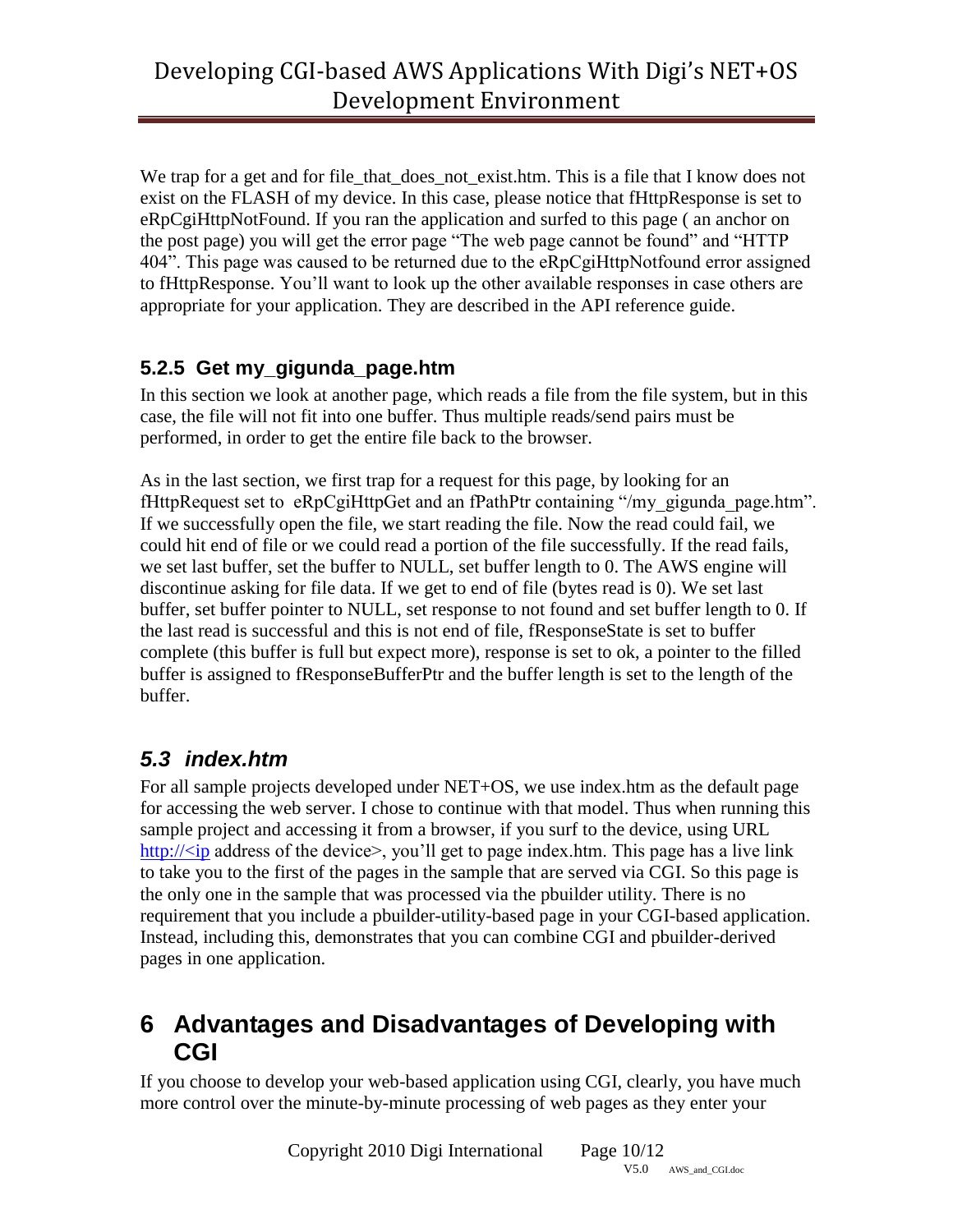We trap for a get and for file_that_does_not_exist.htm. This is a file that I know does not exist on the FLASH of my device. In this case, please notice that fHttpResponse is set to eRpCgiHttpNotFound. If you ran the application and surfed to this page ( an anchor on the post page) you will get the error page "The web page cannot be found" and "HTTP 404". This page was caused to be returned due to the eRpCgiHttpNotfound error assigned to fHttpResponse. You'll want to look up the other available responses in case others are appropriate for your application. They are described in the API reference guide.

### 5.2.5 Get my_gigunda_page.htm

In this section we look at another page, which reads a file from the file system, but in this case, the file will not fit into one buffer. Thus multiple reads/send pairs must be performed, in order to get the entire file back to the browser.

As in the last section, we first trap for a request for this page, by looking for an fHttpRequest set to eRpCgiHttpGet and an fPathPtr containing "/my_gigunda_page.htm". If we successfully open the file, we start reading the file. Now the read could fail, we could hit end of file or we could read a portion of the file successfully. If the read fails, we set last buffer, set the buffer to NULL, set buffer length to 0. The AWS engine will discontinue asking for file data. If we get to end of file (bytes read is 0). We set last buffer, set buffer pointer to NULL, set response to not found and set buffer length to 0. If the last read is successful and this is not end of file, fResponseState is set to buffer complete (this buffer is full but expect more), response is set to ok, a pointer to the filled buffer is assigned to fResponseBufferPtr and the buffer length is set to the length of the buffer.

## *5.3 index.htm*

For all sample projects developed under NET+OS, we use index.htm as the default page for accessing the web server. I chose to continue with that model. Thus when running this sample project and accessing it from a browser, if you surf to the device, using URL http://<ip address of the device>, you'll get to page index.htm. This page has a live link to take you to the first of the pages in the sample that are served via CGI. So this page is the only one in the sample that was processed via the pbuilder utility. There is no requirement that you include a pbuilder-utility-based page in your CGI-based application. Instead, including this, demonstrates that you can combine CGI and pbuilder-derived pages in one application.

# 6 Advantages and Disadvantages of Developing with CGI

If you choose to develop your web-based application using CGI, clearly, you have much more control over the minute-by-minute processing of web pages as they enter your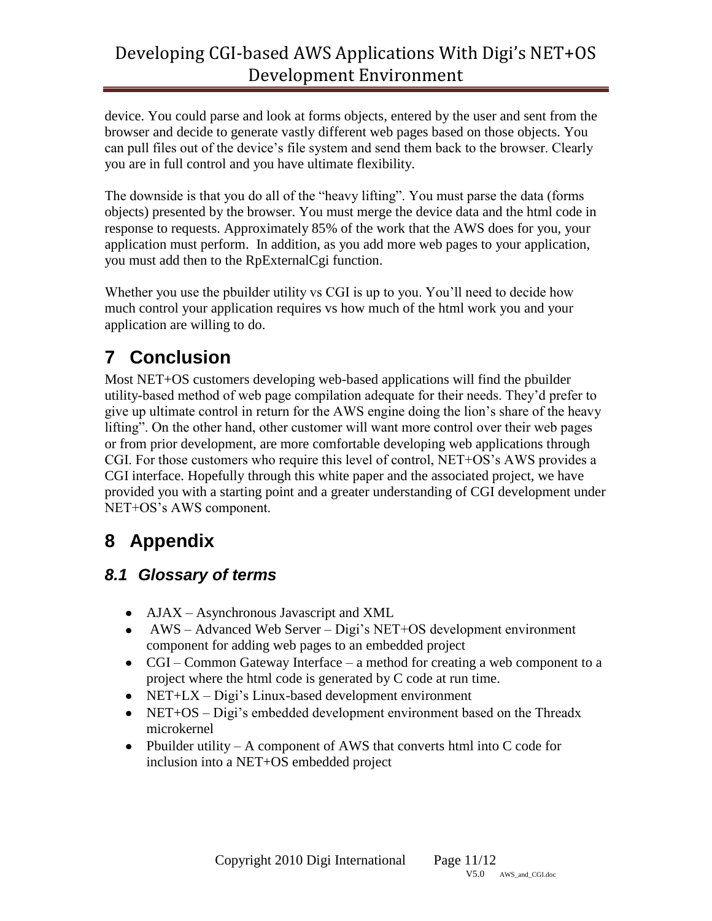device. You could parse and look at forms objects, entered by the user and sent from the browser and decide to generate vastly different web pages based on those objects. You can pull files out of the device's file system and send them back to the browser. Clearly you are in full control and you have ultimate flexibility.

The downside is that you do all of the "heavy lifting". You must parse the data (forms objects) presented by the browser. You must merge the device data and the html code in response to requests. Approximately 85% of the work that the AWS does for you, your application must perform. In addition, as you add more web pages to your application, you must add then to the RpExternalCgi function.

Whether you use the pbuilder utility vs CGI is up to you. You'll need to decide how much control your application requires vs how much of the html work you and your application are willing to do.

# 7 Conclusion

Most NET+OS customers developing web-based applications will find the pbuilder utility-based method of web page compilation adequate for their needs. They'd prefer to give up ultimate control in return for the AWS engine doing the lion's share of the heavy lifting". On the other hand, other customer will want more control over their web pages or from prior development, are more comfortable developing web applications through CGI. For those customers who require this level of control, NET+OS's AWS provides a CGI interface. Hopefully through this white paper and the associated project, we have provided you with a starting point and a greater understanding of CGI development under NET+OS's AWS component.

# 8 Appendix

## *8.1 Glossary of terms*

- AJAX – Asynchronous Javascript and XML
- AWS – Advanced Web Server – Digi's NET+OS development environment component for adding web pages to an embedded project
- CGI – Common Gateway Interface – a method for creating a web component to a project where the html code is generated by C code at run time.
- NET+LX – Digi's Linux-based development environment
- NET+OS – Digi's embedded development environment based on the Threadx microkernel
- Pbuilder utility – A component of AWS that converts html into C code for inclusion into a NET+OS embedded project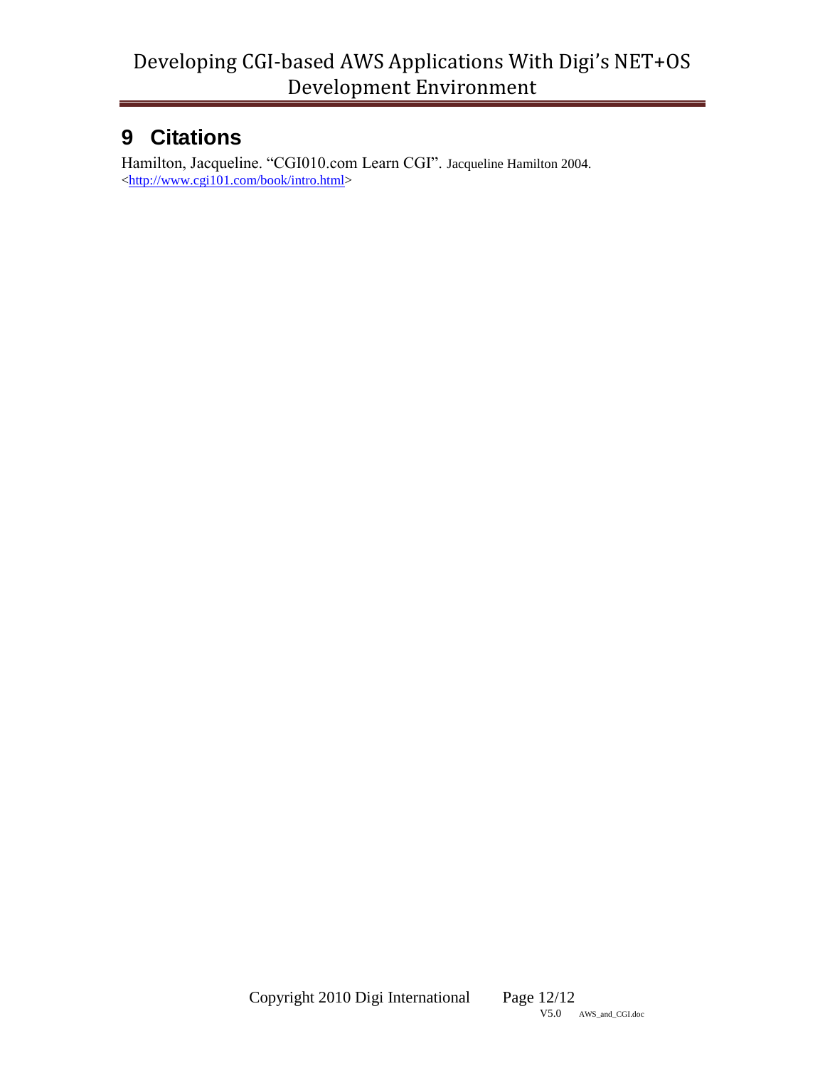# 9 Citations

Hamilton, Jacqueline. "CGI010.com Learn CGI". Jacqueline Hamilton 2004. <http://www.cgi101.com/book/intro.html>